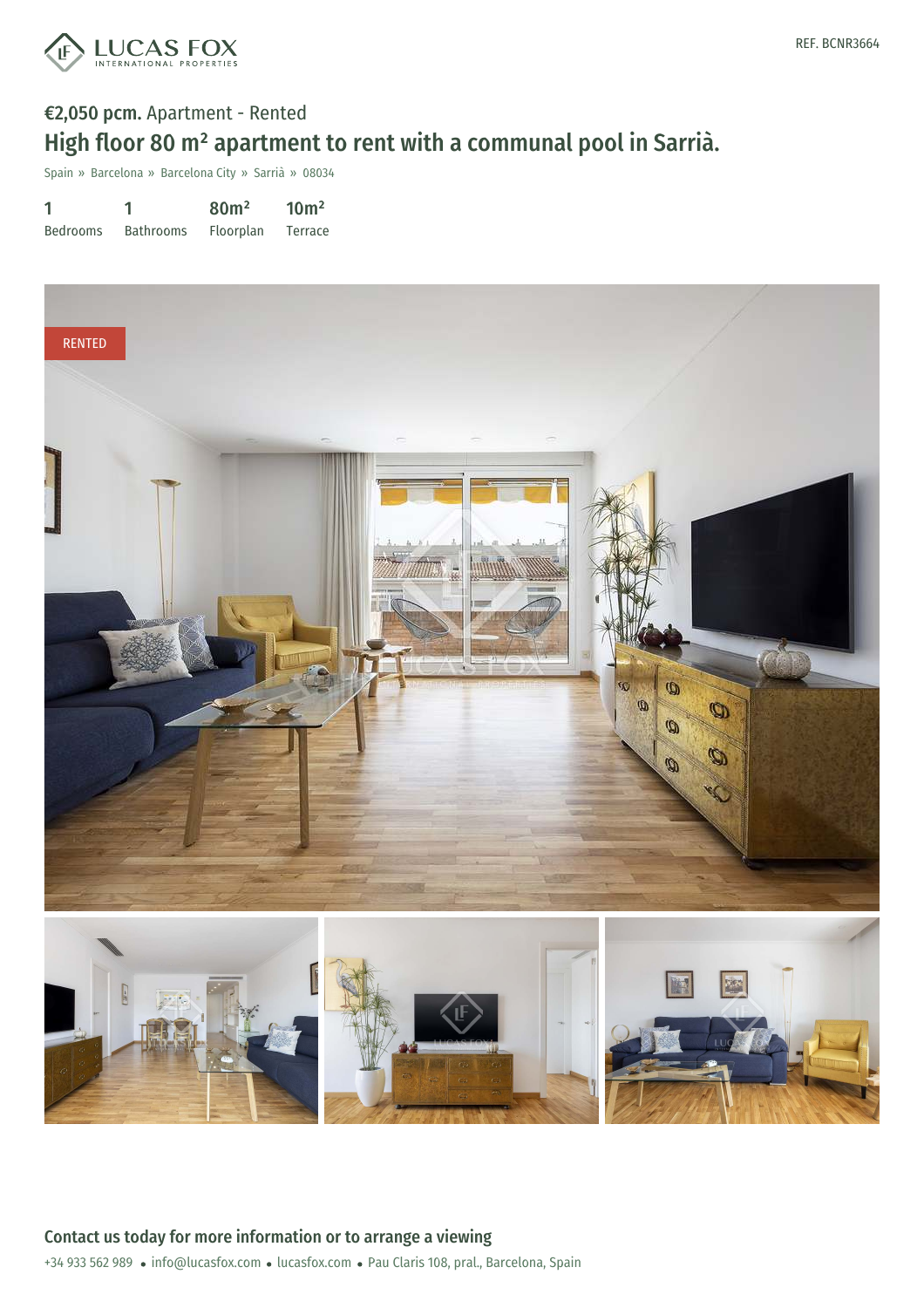LUCAS FOX
INTERNATIONAL PROPERTIES

REF. BCNR3664

**€2,050 pcm.** Apartment - Rented

# High floor 80 m² apartment to rent with a communal pool in Sarrià.

Spain » Barcelona » Barcelona City » Sarrià » 08034

| 1 | 1 | 80m² | 10m² |
|---|---|---|---|
| Bedrooms | Bathrooms | Floorplan | Terrace |

RENTED

## Contact us today for more information or to arrange a viewing

+34 933 562 989 • info@lucasfox.com • lucasfox.com • Pau Claris 108, pral., Barcelona, Spain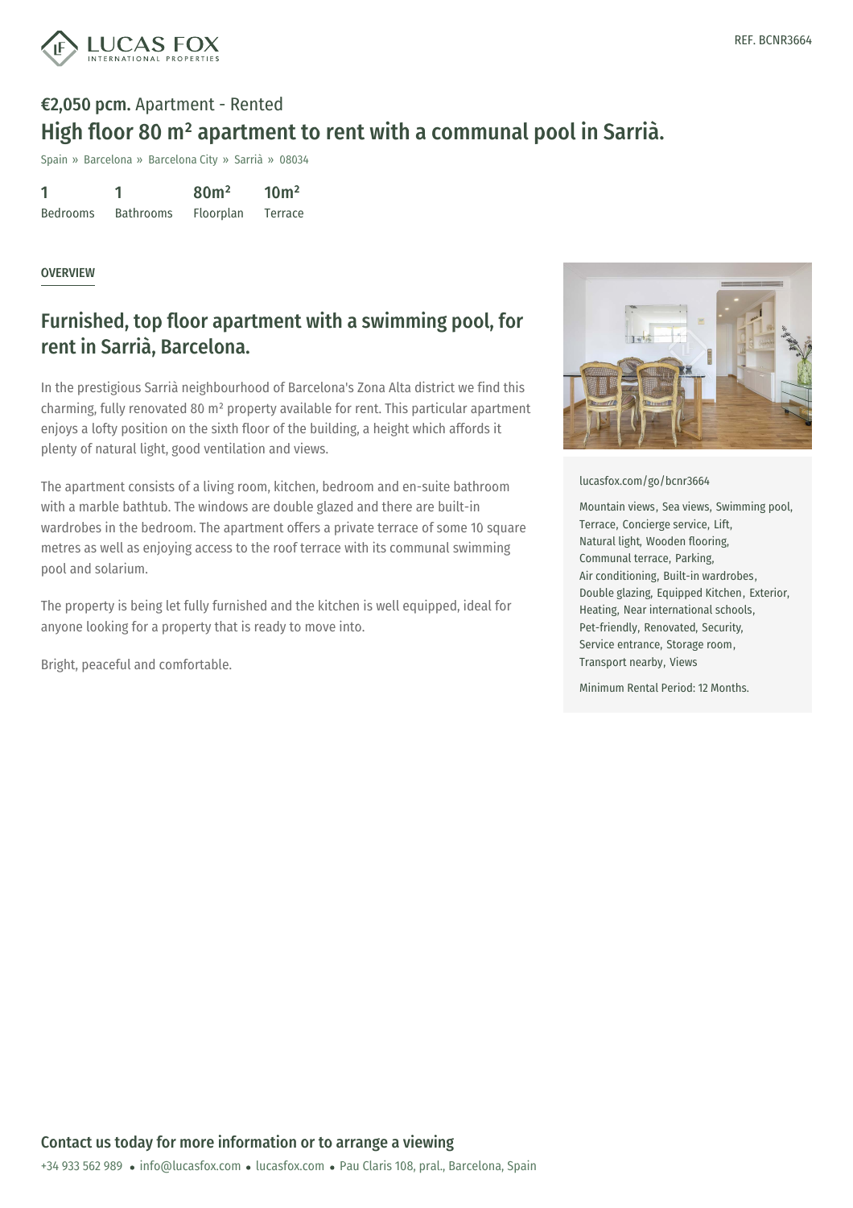**€2,050 pcm.** Apartment - Rented

# High floor 80 m² apartment to rent with a communal pool in Sarrià.

Spain » Barcelona » Barcelona City » Sarrià » 08034

| 1 | 1 | 80m² | 10m² |
|---|---|---|---|
| Bedrooms | Bathrooms | Floorplan | Terrace |

OVERVIEW

## Furnished, top floor apartment with a swimming pool, for rent in Sarrià, Barcelona.

In the prestigious Sarrià neighbourhood of Barcelona's Zona Alta district we find this charming, fully renovated 80 m² property available for rent. This particular apartment enjoys a lofty position on the sixth floor of the building, a height which affords it plenty of natural light, good ventilation and views.

The apartment consists of a living room, kitchen, bedroom and en-suite bathroom with a marble bathtub. The windows are double glazed and there are built-in wardrobes in the bedroom. The apartment offers a private terrace of some 10 square metres as well as enjoying access to the roof terrace with its communal swimming pool and solarium.

The property is being let fully furnished and the kitchen is well equipped, ideal for anyone looking for a property that is ready to move into.

Bright, peaceful and comfortable.

lucasfox.com/go/bcnr3664

Mountain views, Sea views, Swimming pool, Terrace, Concierge service, Lift, Natural light, Wooden flooring, Communal terrace, Parking, Air conditioning, Built-in wardrobes, Double glazing, Equipped Kitchen, Exterior, Heating, Near international schools, Pet-friendly, Renovated, Security, Service entrance, Storage room, Transport nearby, Views

Minimum Rental Period: 12 Months.

## Contact us today for more information or to arrange a viewing

+34 933 562 989 • info@lucasfox.com • lucasfox.com • Pau Claris 108, pral., Barcelona, Spain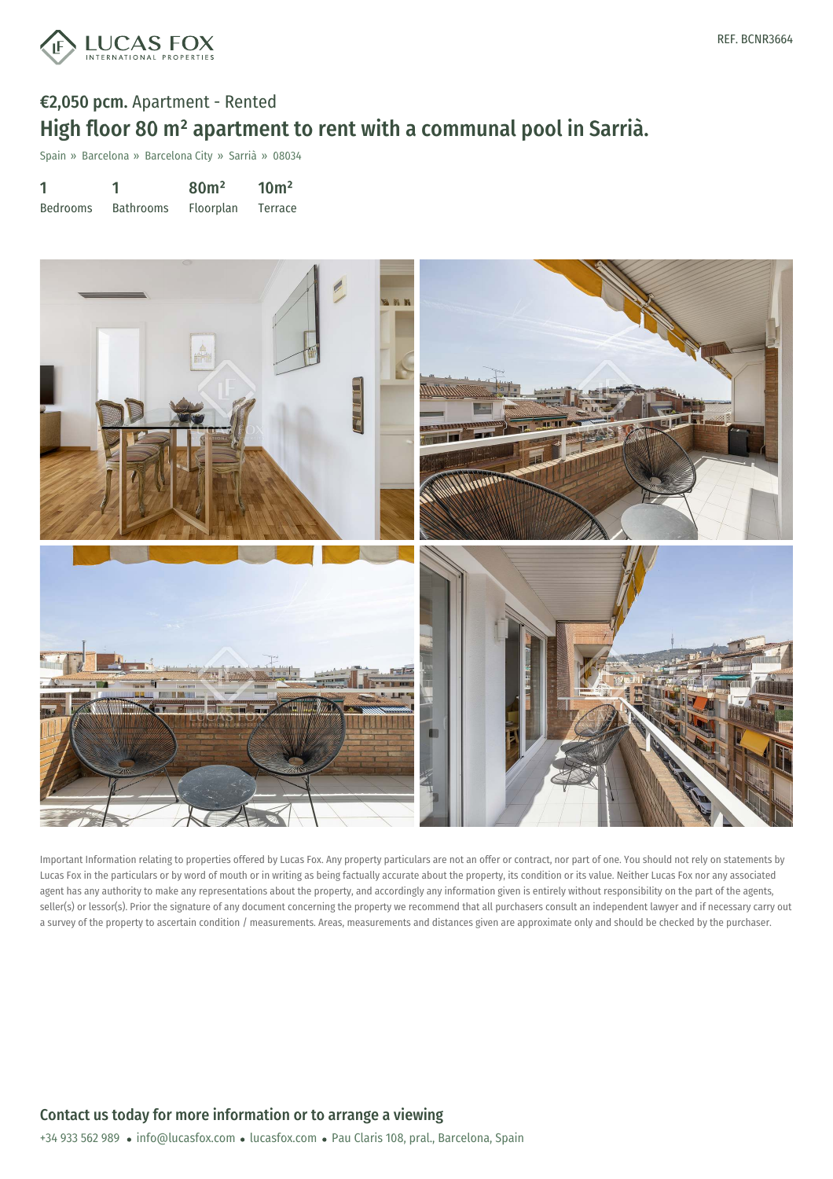REF. BCNR3664

**€2,050 pcm.** Apartment - Rented

# High floor 80 m² apartment to rent with a communal pool in Sarrià.

Spain » Barcelona » Barcelona City » Sarrià » 08034

| 1 | 1 | 80m² | 10m² |
|---|---|---|---|
| Bedrooms | Bathrooms | Floorplan | Terrace |

Important Information relating to properties offered by Lucas Fox. Any property particulars are not an offer or contract, nor part of one. You should not rely on statements by Lucas Fox in the particulars or by word of mouth or in writing as being factually accurate about the property, its condition or its value. Neither Lucas Fox nor any associated agent has any authority to make any representations about the property, and accordingly any information given is entirely without responsibility on the part of the agents, seller(s) or lessor(s). Prior the signature of any document concerning the property we recommend that all purchasers consult an independent lawyer and if necessary carry out a survey of the property to ascertain condition / measurements. Areas, measurements and distances given are approximate only and should be checked by the purchaser.

## Contact us today for more information or to arrange a viewing

+34 933 562 989 • info@lucasfox.com • lucasfox.com • Pau Claris 108, pral., Barcelona, Spain